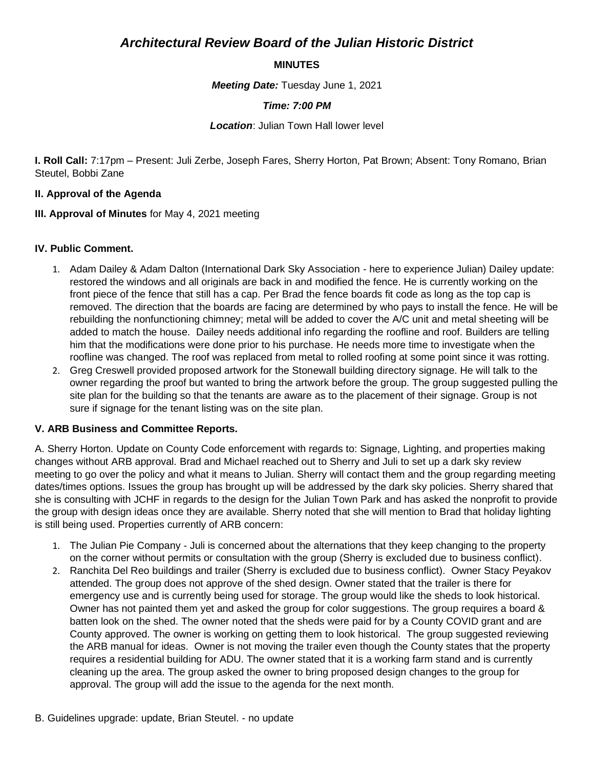# *Architectural Review Board of the Julian Historic District*

**MINUTES**

***Meeting Date:*** Tuesday June 1, 2021

***Time: 7:00 PM***

***Location***: Julian Town Hall lower level

**I. Roll Call:** 7:17pm – Present: Juli Zerbe, Joseph Fares, Sherry Horton, Pat Brown; Absent: Tony Romano, Brian Steutel, Bobbi Zane

**II. Approval of the Agenda**

**III. Approval of Minutes** for May 4, 2021 meeting

**IV. Public Comment.**

1. Adam Dailey & Adam Dalton (International Dark Sky Association - here to experience Julian) Dailey update: restored the windows and all originals are back in and modified the fence. He is currently working on the front piece of the fence that still has a cap. Per Brad the fence boards fit code as long as the top cap is removed. The direction that the boards are facing are determined by who pays to install the fence. He will be rebuilding the nonfunctioning chimney; metal will be added to cover the A/C unit and metal sheeting will be added to match the house. Dailey needs additional info regarding the roofline and roof. Builders are telling him that the modifications were done prior to his purchase. He needs more time to investigate when the roofline was changed. The roof was replaced from metal to rolled roofing at some point since it was rotting.
2. Greg Creswell provided proposed artwork for the Stonewall building directory signage. He will talk to the owner regarding the proof but wanted to bring the artwork before the group. The group suggested pulling the site plan for the building so that the tenants are aware as to the placement of their signage. Group is not sure if signage for the tenant listing was on the site plan.

**V. ARB Business and Committee Reports.**

A. Sherry Horton. Update on County Code enforcement with regards to: Signage, Lighting, and properties making changes without ARB approval. Brad and Michael reached out to Sherry and Juli to set up a dark sky review meeting to go over the policy and what it means to Julian. Sherry will contact them and the group regarding meeting dates/times options. Issues the group has brought up will be addressed by the dark sky policies. Sherry shared that she is consulting with JCHF in regards to the design for the Julian Town Park and has asked the nonprofit to provide the group with design ideas once they are available. Sherry noted that she will mention to Brad that holiday lighting is still being used. Properties currently of ARB concern:

1. The Julian Pie Company - Juli is concerned about the alternations that they keep changing to the property on the corner without permits or consultation with the group (Sherry is excluded due to business conflict).
2. Ranchita Del Reo buildings and trailer (Sherry is excluded due to business conflict). Owner Stacy Peyakov attended. The group does not approve of the shed design. Owner stated that the trailer is there for emergency use and is currently being used for storage. The group would like the sheds to look historical. Owner has not painted them yet and asked the group for color suggestions. The group requires a board & batten look on the shed. The owner noted that the sheds were paid for by a County COVID grant and are County approved. The owner is working on getting them to look historical. The group suggested reviewing the ARB manual for ideas. Owner is not moving the trailer even though the County states that the property requires a residential building for ADU. The owner stated that it is a working farm stand and is currently cleaning up the area. The group asked the owner to bring proposed design changes to the group for approval. The group will add the issue to the agenda for the next month.

B. Guidelines upgrade: update, Brian Steutel. - no update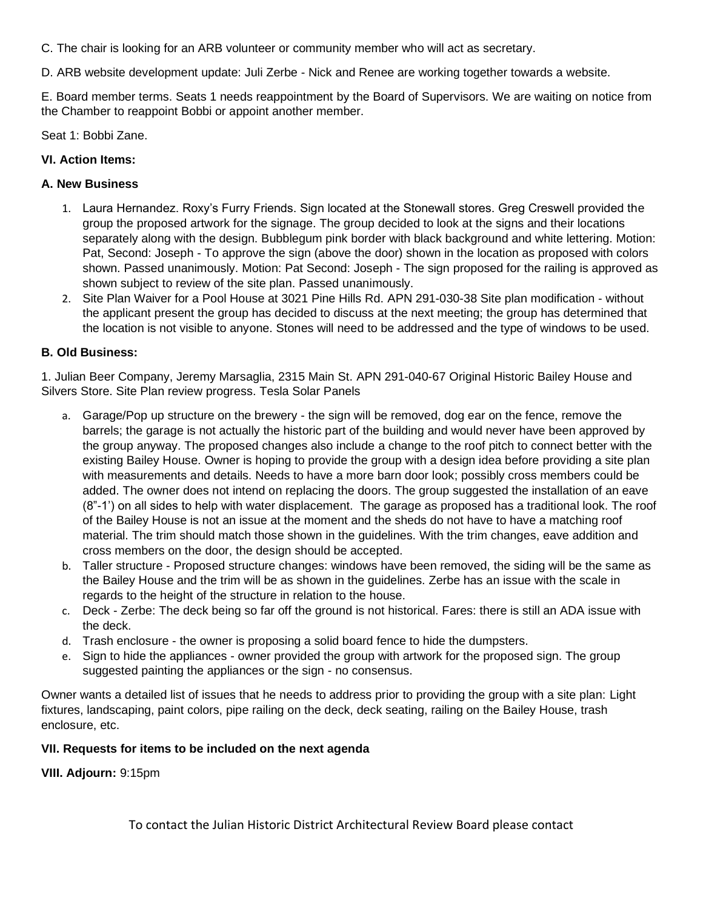C. The chair is looking for an ARB volunteer or community member who will act as secretary.

D. ARB website development update: Juli Zerbe - Nick and Renee are working together towards a website.

E. Board member terms. Seats 1 needs reappointment by the Board of Supervisors. We are waiting on notice from the Chamber to reappoint Bobbi or appoint another member.

Seat 1: Bobbi Zane.

**VI. Action Items:**

**A. New Business**

1. Laura Hernandez. Roxy's Furry Friends. Sign located at the Stonewall stores. Greg Creswell provided the group the proposed artwork for the signage. The group decided to look at the signs and their locations separately along with the design. Bubblegum pink border with black background and white lettering. Motion: Pat, Second: Joseph - To approve the sign (above the door) shown in the location as proposed with colors shown. Passed unanimously. Motion: Pat Second: Joseph - The sign proposed for the railing is approved as shown subject to review of the site plan. Passed unanimously.
2. Site Plan Waiver for a Pool House at 3021 Pine Hills Rd. APN 291-030-38 Site plan modification - without the applicant present the group has decided to discuss at the next meeting; the group has determined that the location is not visible to anyone. Stones will need to be addressed and the type of windows to be used.

**B. Old Business:**

1. Julian Beer Company, Jeremy Marsaglia, 2315 Main St. APN 291-040-67 Original Historic Bailey House and Silvers Store. Site Plan review progress. Tesla Solar Panels

a. Garage/Pop up structure on the brewery - the sign will be removed, dog ear on the fence, remove the barrels; the garage is not actually the historic part of the building and would never have been approved by the group anyway. The proposed changes also include a change to the roof pitch to connect better with the existing Bailey House. Owner is hoping to provide the group with a design idea before providing a site plan with measurements and details. Needs to have a more barn door look; possibly cross members could be added. The owner does not intend on replacing the doors. The group suggested the installation of an eave (8"-1') on all sides to help with water displacement. The garage as proposed has a traditional look. The roof of the Bailey House is not an issue at the moment and the sheds do not have to have a matching roof material. The trim should match those shown in the guidelines. With the trim changes, eave addition and cross members on the door, the design should be accepted.
b. Taller structure - Proposed structure changes: windows have been removed, the siding will be the same as the Bailey House and the trim will be as shown in the guidelines. Zerbe has an issue with the scale in regards to the height of the structure in relation to the house.
c. Deck - Zerbe: The deck being so far off the ground is not historical. Fares: there is still an ADA issue with the deck.
d. Trash enclosure - the owner is proposing a solid board fence to hide the dumpsters.
e. Sign to hide the appliances - owner provided the group with artwork for the proposed sign. The group suggested painting the appliances or the sign - no consensus.

Owner wants a detailed list of issues that he needs to address prior to providing the group with a site plan: Light fixtures, landscaping, paint colors, pipe railing on the deck, deck seating, railing on the Bailey House, trash enclosure, etc.

**VII. Requests for items to be included on the next agenda**

**VIII. Adjourn:** 9:15pm

To contact the Julian Historic District Architectural Review Board please contact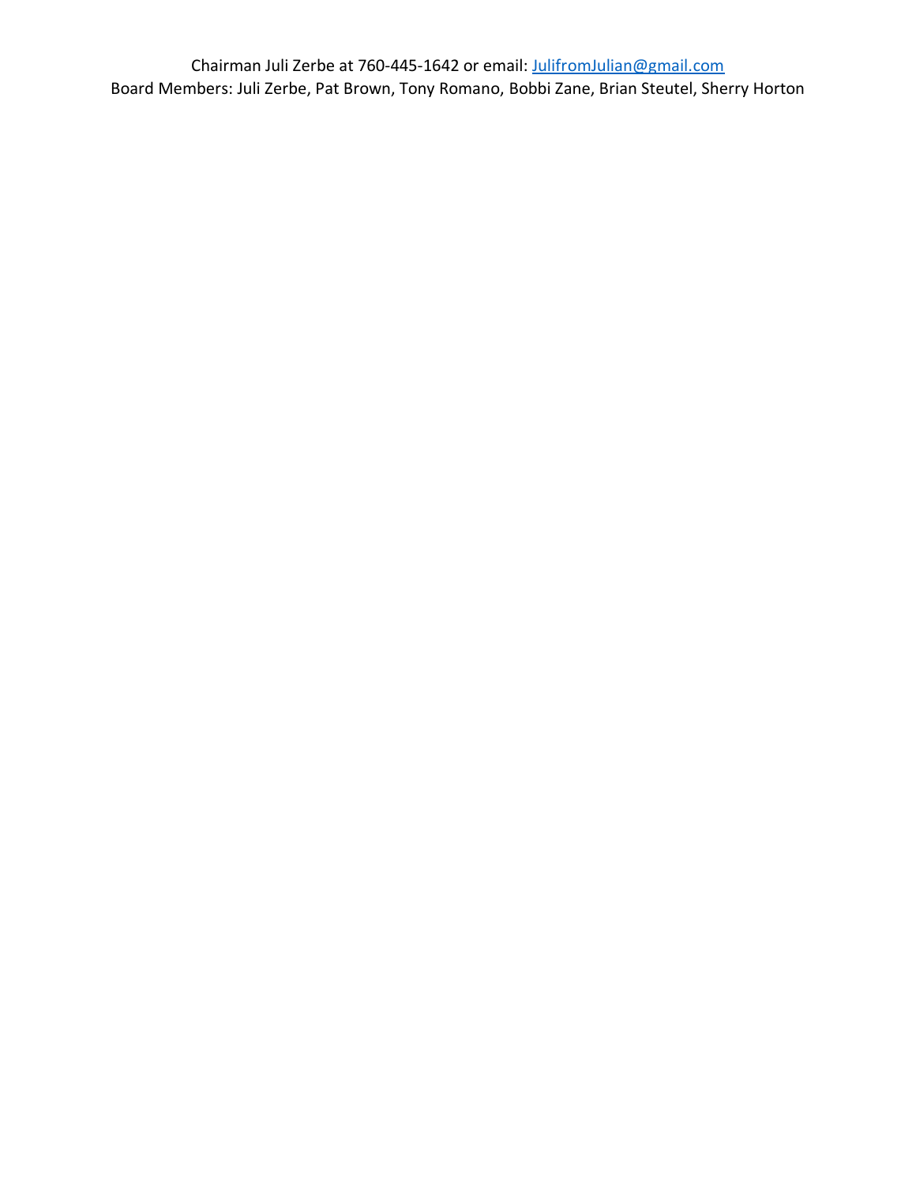Chairman Juli Zerbe at 760-445-1642 or email: JulifromJulian@gmail.com
Board Members: Juli Zerbe, Pat Brown, Tony Romano, Bobbi Zane, Brian Steutel, Sherry Horton